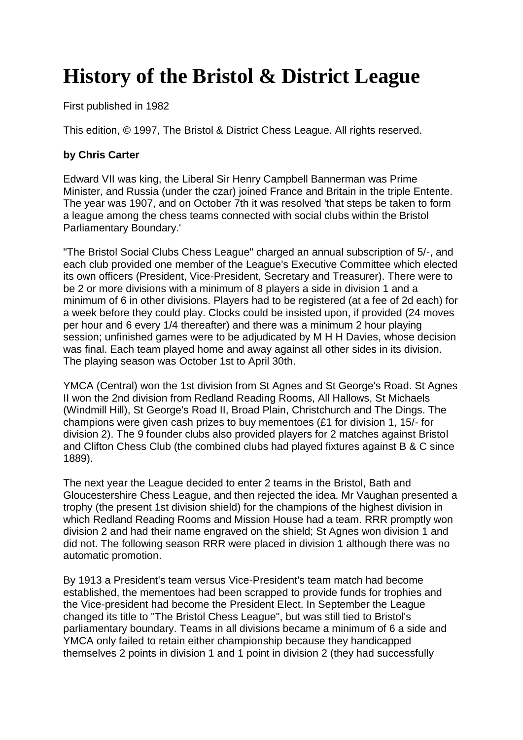# History of the Bristol & District League

First published in 1982

This edition, © 1997, The Bristol & District Chess League. All rights reserved.

**by Chris Carter**

Edward VII was king, the Liberal Sir Henry Campbell Bannerman was Prime Minister, and Russia (under the czar) joined France and Britain in the triple Entente. The year was 1907, and on October 7th it was resolved 'that steps be taken to form a league among the chess teams connected with social clubs within the Bristol Parliamentary Boundary.'

"The Bristol Social Clubs Chess League" charged an annual subscription of 5/-, and each club provided one member of the League's Executive Committee which elected its own officers (President, Vice-President, Secretary and Treasurer). There were to be 2 or more divisions with a minimum of 8 players a side in division 1 and a minimum of 6 in other divisions. Players had to be registered (at a fee of 2d each) for a week before they could play. Clocks could be insisted upon, if provided (24 moves per hour and 6 every 1/4 thereafter) and there was a minimum 2 hour playing session; unfinished games were to be adjudicated by M H H Davies, whose decision was final. Each team played home and away against all other sides in its division. The playing season was October 1st to April 30th.

YMCA (Central) won the 1st division from St Agnes and St George's Road. St Agnes II won the 2nd division from Redland Reading Rooms, All Hallows, St Michaels (Windmill Hill), St George's Road II, Broad Plain, Christchurch and The Dings. The champions were given cash prizes to buy mementoes (£1 for division 1, 15/- for division 2). The 9 founder clubs also provided players for 2 matches against Bristol and Clifton Chess Club (the combined clubs had played fixtures against B & C since 1889).

The next year the League decided to enter 2 teams in the Bristol, Bath and Gloucestershire Chess League, and then rejected the idea. Mr Vaughan presented a trophy (the present 1st division shield) for the champions of the highest division in which Redland Reading Rooms and Mission House had a team. RRR promptly won division 2 and had their name engraved on the shield; St Agnes won division 1 and did not. The following season RRR were placed in division 1 although there was no automatic promotion.

By 1913 a President's team versus Vice-President's team match had become established, the mementoes had been scrapped to provide funds for trophies and the Vice-president had become the President Elect. In September the League changed its title to "The Bristol Chess League", but was still tied to Bristol's parliamentary boundary. Teams in all divisions became a minimum of 6 a side and YMCA only failed to retain either championship because they handicapped themselves 2 points in division 1 and 1 point in division 2 (they had successfully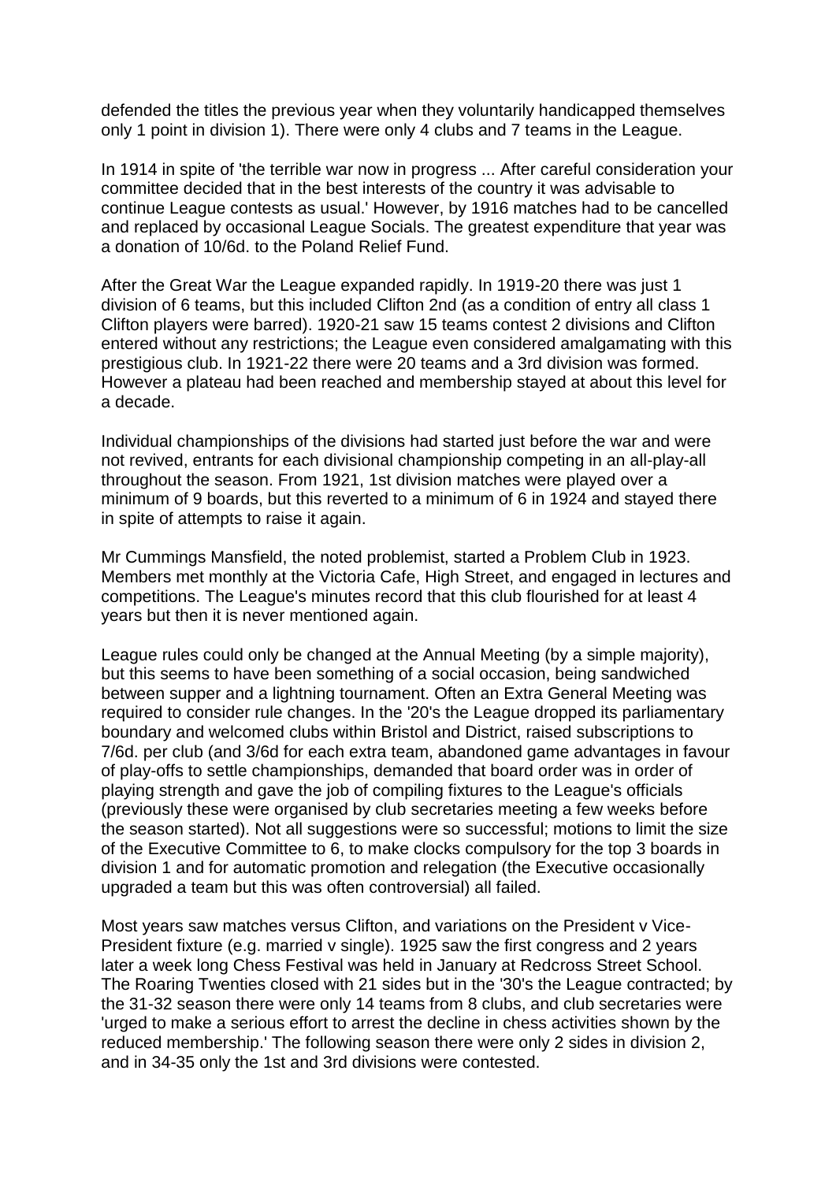defended the titles the previous year when they voluntarily handicapped themselves only 1 point in division 1). There were only 4 clubs and 7 teams in the League.

In 1914 in spite of 'the terrible war now in progress ... After careful consideration your committee decided that in the best interests of the country it was advisable to continue League contests as usual.' However, by 1916 matches had to be cancelled and replaced by occasional League Socials. The greatest expenditure that year was a donation of 10/6d. to the Poland Relief Fund.

After the Great War the League expanded rapidly. In 1919-20 there was just 1 division of 6 teams, but this included Clifton 2nd (as a condition of entry all class 1 Clifton players were barred). 1920-21 saw 15 teams contest 2 divisions and Clifton entered without any restrictions; the League even considered amalgamating with this prestigious club. In 1921-22 there were 20 teams and a 3rd division was formed. However a plateau had been reached and membership stayed at about this level for a decade.

Individual championships of the divisions had started just before the war and were not revived, entrants for each divisional championship competing in an all-play-all throughout the season. From 1921, 1st division matches were played over a minimum of 9 boards, but this reverted to a minimum of 6 in 1924 and stayed there in spite of attempts to raise it again.

Mr Cummings Mansfield, the noted problemist, started a Problem Club in 1923. Members met monthly at the Victoria Cafe, High Street, and engaged in lectures and competitions. The League's minutes record that this club flourished for at least 4 years but then it is never mentioned again.

League rules could only be changed at the Annual Meeting (by a simple majority), but this seems to have been something of a social occasion, being sandwiched between supper and a lightning tournament. Often an Extra General Meeting was required to consider rule changes. In the '20's the League dropped its parliamentary boundary and welcomed clubs within Bristol and District, raised subscriptions to 7/6d. per club (and 3/6d for each extra team, abandoned game advantages in favour of play-offs to settle championships, demanded that board order was in order of playing strength and gave the job of compiling fixtures to the League's officials (previously these were organised by club secretaries meeting a few weeks before the season started). Not all suggestions were so successful; motions to limit the size of the Executive Committee to 6, to make clocks compulsory for the top 3 boards in division 1 and for automatic promotion and relegation (the Executive occasionally upgraded a team but this was often controversial) all failed.

Most years saw matches versus Clifton, and variations on the President v Vice-President fixture (e.g. married v single). 1925 saw the first congress and 2 years later a week long Chess Festival was held in January at Redcross Street School. The Roaring Twenties closed with 21 sides but in the '30's the League contracted; by the 31-32 season there were only 14 teams from 8 clubs, and club secretaries were 'urged to make a serious effort to arrest the decline in chess activities shown by the reduced membership.' The following season there were only 2 sides in division 2, and in 34-35 only the 1st and 3rd divisions were contested.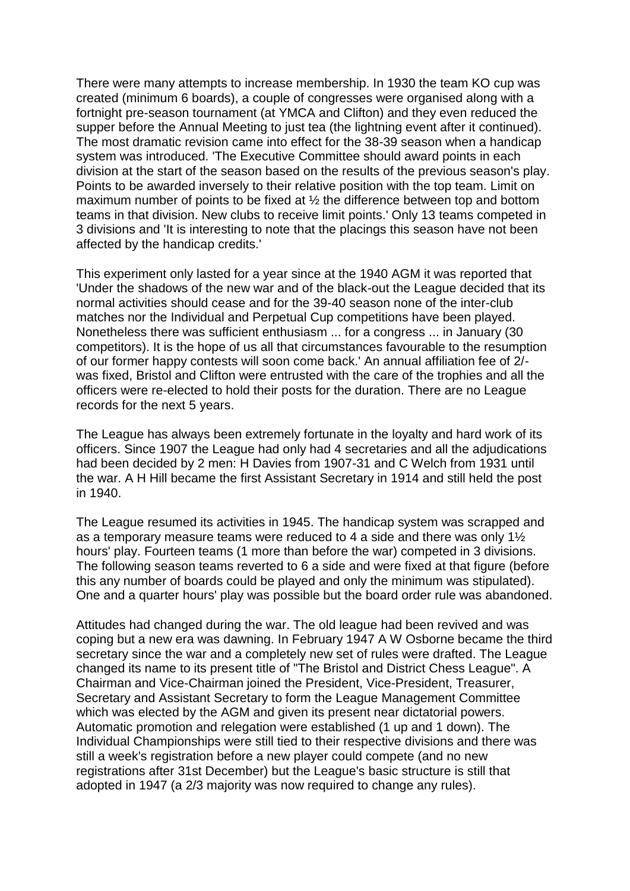There were many attempts to increase membership. In 1930 the team KO cup was created (minimum 6 boards), a couple of congresses were organised along with a fortnight pre-season tournament (at YMCA and Clifton) and they even reduced the supper before the Annual Meeting to just tea (the lightning event after it continued). The most dramatic revision came into effect for the 38-39 season when a handicap system was introduced. 'The Executive Committee should award points in each division at the start of the season based on the results of the previous season's play. Points to be awarded inversely to their relative position with the top team. Limit on maximum number of points to be fixed at ½ the difference between top and bottom teams in that division. New clubs to receive limit points.' Only 13 teams competed in 3 divisions and 'It is interesting to note that the placings this season have not been affected by the handicap credits.'

This experiment only lasted for a year since at the 1940 AGM it was reported that 'Under the shadows of the new war and of the black-out the League decided that its normal activities should cease and for the 39-40 season none of the inter-club matches nor the Individual and Perpetual Cup competitions have been played. Nonetheless there was sufficient enthusiasm ... for a congress ... in January (30 competitors). It is the hope of us all that circumstances favourable to the resumption of our former happy contests will soon come back.' An annual affiliation fee of 2/- was fixed, Bristol and Clifton were entrusted with the care of the trophies and all the officers were re-elected to hold their posts for the duration. There are no League records for the next 5 years.

The League has always been extremely fortunate in the loyalty and hard work of its officers. Since 1907 the League had only had 4 secretaries and all the adjudications had been decided by 2 men: H Davies from 1907-31 and C Welch from 1931 until the war. A H Hill became the first Assistant Secretary in 1914 and still held the post in 1940.

The League resumed its activities in 1945. The handicap system was scrapped and as a temporary measure teams were reduced to 4 a side and there was only 1½ hours' play. Fourteen teams (1 more than before the war) competed in 3 divisions. The following season teams reverted to 6 a side and were fixed at that figure (before this any number of boards could be played and only the minimum was stipulated). One and a quarter hours' play was possible but the board order rule was abandoned.

Attitudes had changed during the war. The old league had been revived and was coping but a new era was dawning. In February 1947 A W Osborne became the third secretary since the war and a completely new set of rules were drafted. The League changed its name to its present title of "The Bristol and District Chess League". A Chairman and Vice-Chairman joined the President, Vice-President, Treasurer, Secretary and Assistant Secretary to form the League Management Committee which was elected by the AGM and given its present near dictatorial powers. Automatic promotion and relegation were established (1 up and 1 down). The Individual Championships were still tied to their respective divisions and there was still a week's registration before a new player could compete (and no new registrations after 31st December) but the League's basic structure is still that adopted in 1947 (a 2/3 majority was now required to change any rules).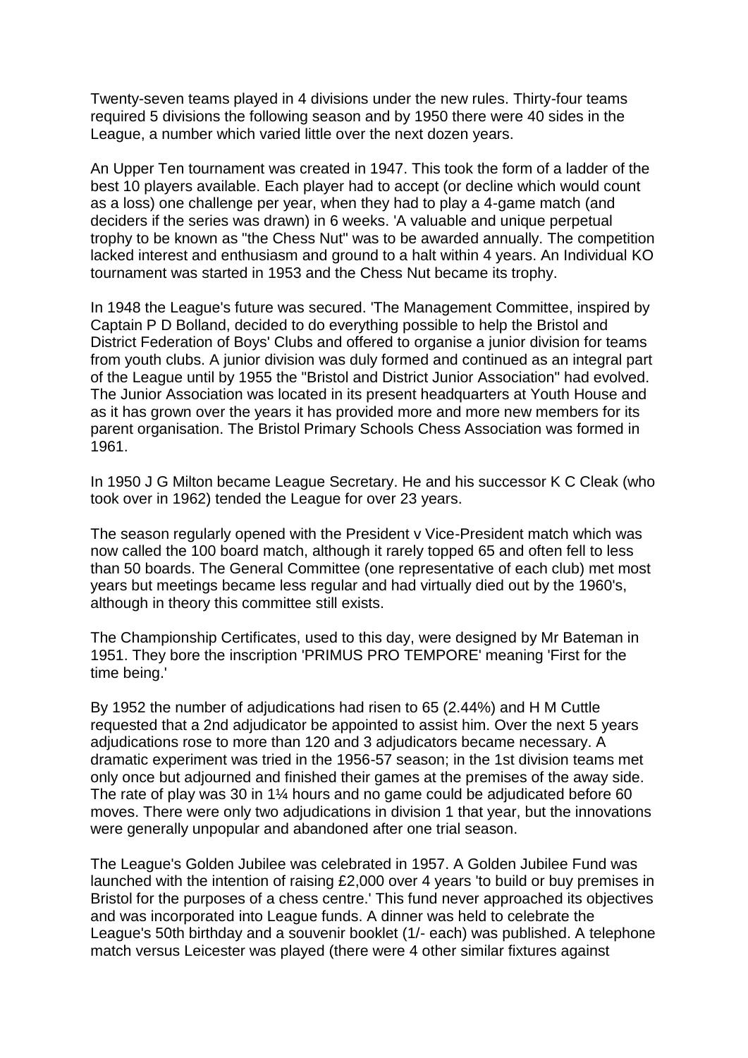Twenty-seven teams played in 4 divisions under the new rules. Thirty-four teams required 5 divisions the following season and by 1950 there were 40 sides in the League, a number which varied little over the next dozen years.

An Upper Ten tournament was created in 1947. This took the form of a ladder of the best 10 players available. Each player had to accept (or decline which would count as a loss) one challenge per year, when they had to play a 4-game match (and deciders if the series was drawn) in 6 weeks. 'A valuable and unique perpetual trophy to be known as "the Chess Nut" was to be awarded annually. The competition lacked interest and enthusiasm and ground to a halt within 4 years. An Individual KO tournament was started in 1953 and the Chess Nut became its trophy.

In 1948 the League's future was secured. 'The Management Committee, inspired by Captain P D Bolland, decided to do everything possible to help the Bristol and District Federation of Boys' Clubs and offered to organise a junior division for teams from youth clubs. A junior division was duly formed and continued as an integral part of the League until by 1955 the "Bristol and District Junior Association" had evolved. The Junior Association was located in its present headquarters at Youth House and as it has grown over the years it has provided more and more new members for its parent organisation. The Bristol Primary Schools Chess Association was formed in 1961.

In 1950 J G Milton became League Secretary. He and his successor K C Cleak (who took over in 1962) tended the League for over 23 years.

The season regularly opened with the President v Vice-President match which was now called the 100 board match, although it rarely topped 65 and often fell to less than 50 boards. The General Committee (one representative of each club) met most years but meetings became less regular and had virtually died out by the 1960's, although in theory this committee still exists.

The Championship Certificates, used to this day, were designed by Mr Bateman in 1951. They bore the inscription 'PRIMUS PRO TEMPORE' meaning 'First for the time being.'

By 1952 the number of adjudications had risen to 65 (2.44%) and H M Cuttle requested that a 2nd adjudicator be appointed to assist him. Over the next 5 years adjudications rose to more than 120 and 3 adjudicators became necessary. A dramatic experiment was tried in the 1956-57 season; in the 1st division teams met only once but adjourned and finished their games at the premises of the away side. The rate of play was 30 in 1¼ hours and no game could be adjudicated before 60 moves. There were only two adjudications in division 1 that year, but the innovations were generally unpopular and abandoned after one trial season.

The League's Golden Jubilee was celebrated in 1957. A Golden Jubilee Fund was launched with the intention of raising £2,000 over 4 years 'to build or buy premises in Bristol for the purposes of a chess centre.' This fund never approached its objectives and was incorporated into League funds. A dinner was held to celebrate the League's 50th birthday and a souvenir booklet (1/- each) was published. A telephone match versus Leicester was played (there were 4 other similar fixtures against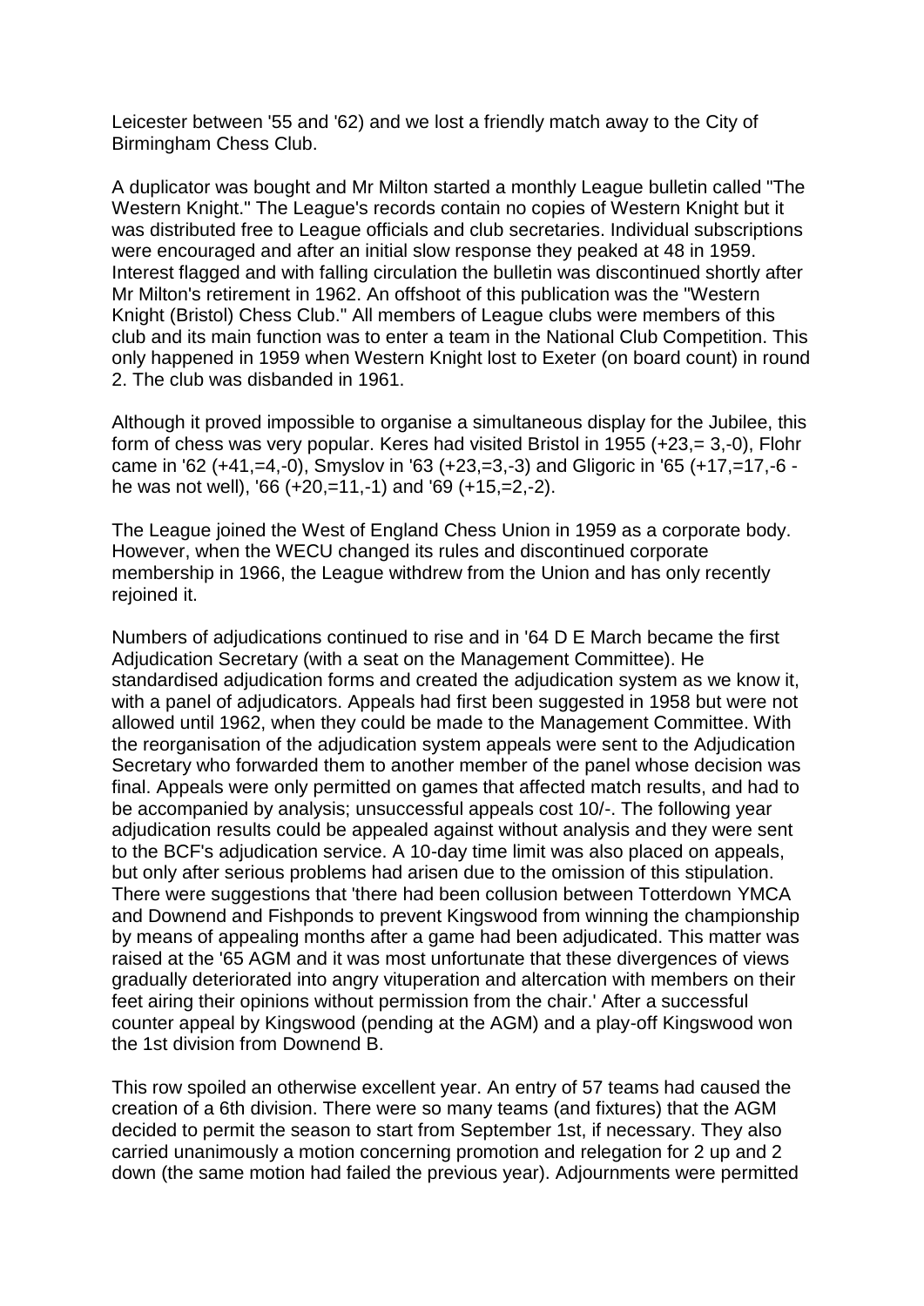Leicester between '55 and '62) and we lost a friendly match away to the City of Birmingham Chess Club.

A duplicator was bought and Mr Milton started a monthly League bulletin called "The Western Knight." The League's records contain no copies of Western Knight but it was distributed free to League officials and club secretaries. Individual subscriptions were encouraged and after an initial slow response they peaked at 48 in 1959. Interest flagged and with falling circulation the bulletin was discontinued shortly after Mr Milton's retirement in 1962. An offshoot of this publication was the "Western Knight (Bristol) Chess Club." All members of League clubs were members of this club and its main function was to enter a team in the National Club Competition. This only happened in 1959 when Western Knight lost to Exeter (on board count) in round 2. The club was disbanded in 1961.

Although it proved impossible to organise a simultaneous display for the Jubilee, this form of chess was very popular. Keres had visited Bristol in 1955 (+23,= 3,-0), Flohr came in '62 (+41,=4,-0), Smyslov in '63 (+23,=3,-3) and Gligoric in '65 (+17,=17,-6 - he was not well), '66 (+20,=11,-1) and '69 (+15,=2,-2).

The League joined the West of England Chess Union in 1959 as a corporate body. However, when the WECU changed its rules and discontinued corporate membership in 1966, the League withdrew from the Union and has only recently rejoined it.

Numbers of adjudications continued to rise and in '64 D E March became the first Adjudication Secretary (with a seat on the Management Committee). He standardised adjudication forms and created the adjudication system as we know it, with a panel of adjudicators. Appeals had first been suggested in 1958 but were not allowed until 1962, when they could be made to the Management Committee. With the reorganisation of the adjudication system appeals were sent to the Adjudication Secretary who forwarded them to another member of the panel whose decision was final. Appeals were only permitted on games that affected match results, and had to be accompanied by analysis; unsuccessful appeals cost 10/-. The following year adjudication results could be appealed against without analysis and they were sent to the BCF's adjudication service. A 10-day time limit was also placed on appeals, but only after serious problems had arisen due to the omission of this stipulation. There were suggestions that 'there had been collusion between Totterdown YMCA and Downend and Fishponds to prevent Kingswood from winning the championship by means of appealing months after a game had been adjudicated. This matter was raised at the '65 AGM and it was most unfortunate that these divergences of views gradually deteriorated into angry vituperation and altercation with members on their feet airing their opinions without permission from the chair.' After a successful counter appeal by Kingswood (pending at the AGM) and a play-off Kingswood won the 1st division from Downend B.

This row spoiled an otherwise excellent year. An entry of 57 teams had caused the creation of a 6th division. There were so many teams (and fixtures) that the AGM decided to permit the season to start from September 1st, if necessary. They also carried unanimously a motion concerning promotion and relegation for 2 up and 2 down (the same motion had failed the previous year). Adjournments were permitted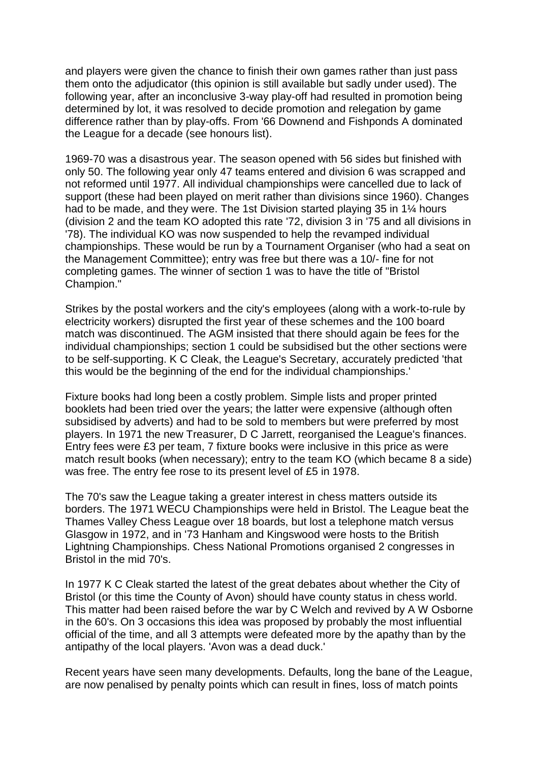and players were given the chance to finish their own games rather than just pass them onto the adjudicator (this opinion is still available but sadly under used). The following year, after an inconclusive 3-way play-off had resulted in promotion being determined by lot, it was resolved to decide promotion and relegation by game difference rather than by play-offs. From '66 Downend and Fishponds A dominated the League for a decade (see honours list).

1969-70 was a disastrous year. The season opened with 56 sides but finished with only 50. The following year only 47 teams entered and division 6 was scrapped and not reformed until 1977. All individual championships were cancelled due to lack of support (these had been played on merit rather than divisions since 1960). Changes had to be made, and they were. The 1st Division started playing 35 in 1¼ hours (division 2 and the team KO adopted this rate '72, division 3 in '75 and all divisions in '78). The individual KO was now suspended to help the revamped individual championships. These would be run by a Tournament Organiser (who had a seat on the Management Committee); entry was free but there was a 10/- fine for not completing games. The winner of section 1 was to have the title of "Bristol Champion."

Strikes by the postal workers and the city's employees (along with a work-to-rule by electricity workers) disrupted the first year of these schemes and the 100 board match was discontinued. The AGM insisted that there should again be fees for the individual championships; section 1 could be subsidised but the other sections were to be self-supporting. K C Cleak, the League's Secretary, accurately predicted 'that this would be the beginning of the end for the individual championships.'

Fixture books had long been a costly problem. Simple lists and proper printed booklets had been tried over the years; the latter were expensive (although often subsidised by adverts) and had to be sold to members but were preferred by most players. In 1971 the new Treasurer, D C Jarrett, reorganised the League's finances. Entry fees were £3 per team, 7 fixture books were inclusive in this price as were match result books (when necessary); entry to the team KO (which became 8 a side) was free. The entry fee rose to its present level of £5 in 1978.

The 70's saw the League taking a greater interest in chess matters outside its borders. The 1971 WECU Championships were held in Bristol. The League beat the Thames Valley Chess League over 18 boards, but lost a telephone match versus Glasgow in 1972, and in '73 Hanham and Kingswood were hosts to the British Lightning Championships. Chess National Promotions organised 2 congresses in Bristol in the mid 70's.

In 1977 K C Cleak started the latest of the great debates about whether the City of Bristol (or this time the County of Avon) should have county status in chess world. This matter had been raised before the war by C Welch and revived by A W Osborne in the 60's. On 3 occasions this idea was proposed by probably the most influential official of the time, and all 3 attempts were defeated more by the apathy than by the antipathy of the local players. 'Avon was a dead duck.'

Recent years have seen many developments. Defaults, long the bane of the League, are now penalised by penalty points which can result in fines, loss of match points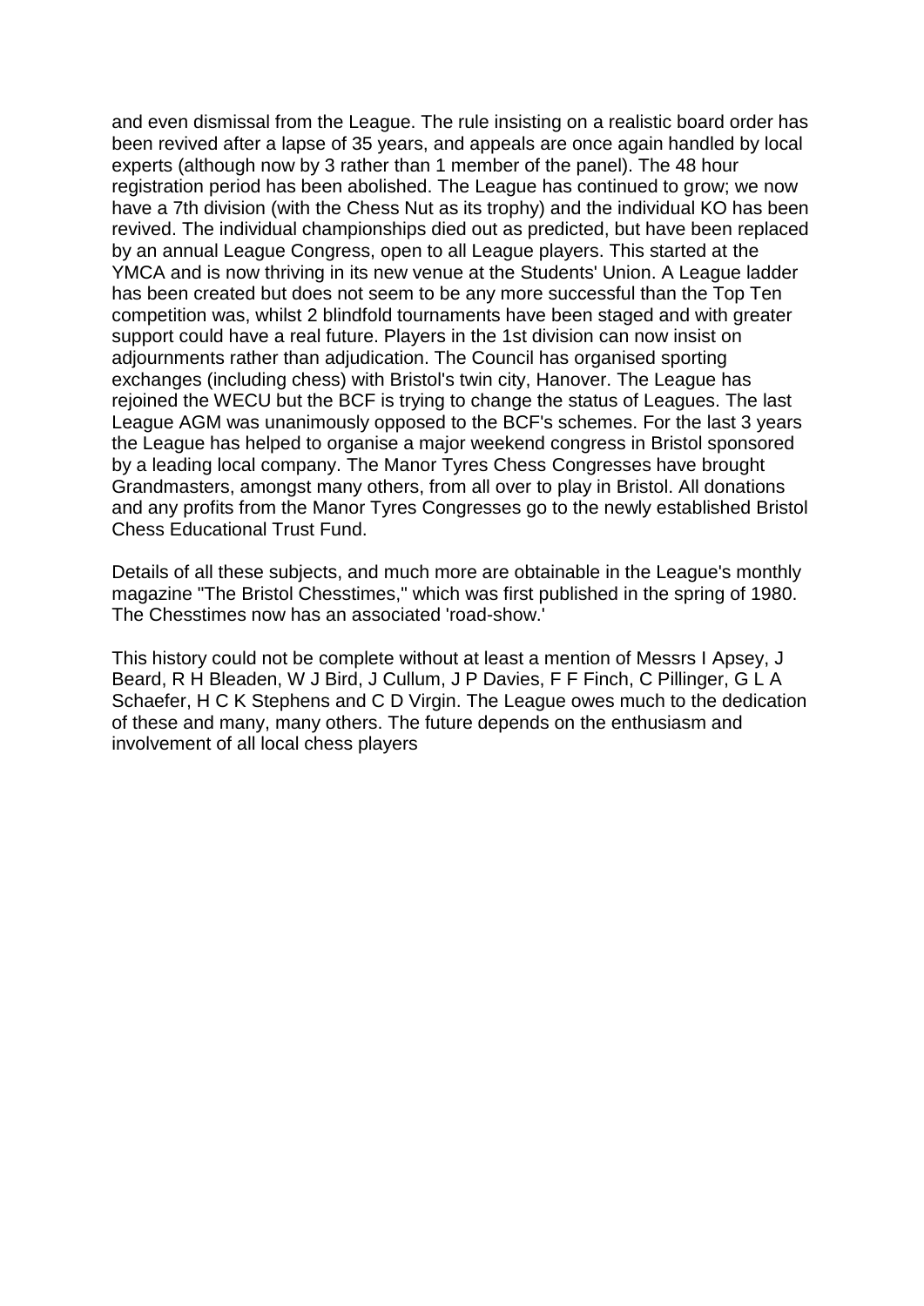and even dismissal from the League. The rule insisting on a realistic board order has been revived after a lapse of 35 years, and appeals are once again handled by local experts (although now by 3 rather than 1 member of the panel). The 48 hour registration period has been abolished. The League has continued to grow; we now have a 7th division (with the Chess Nut as its trophy) and the individual KO has been revived. The individual championships died out as predicted, but have been replaced by an annual League Congress, open to all League players. This started at the YMCA and is now thriving in its new venue at the Students' Union. A League ladder has been created but does not seem to be any more successful than the Top Ten competition was, whilst 2 blindfold tournaments have been staged and with greater support could have a real future. Players in the 1st division can now insist on adjournments rather than adjudication. The Council has organised sporting exchanges (including chess) with Bristol's twin city, Hanover. The League has rejoined the WECU but the BCF is trying to change the status of Leagues. The last League AGM was unanimously opposed to the BCF's schemes. For the last 3 years the League has helped to organise a major weekend congress in Bristol sponsored by a leading local company. The Manor Tyres Chess Congresses have brought Grandmasters, amongst many others, from all over to play in Bristol. All donations and any profits from the Manor Tyres Congresses go to the newly established Bristol Chess Educational Trust Fund.

Details of all these subjects, and much more are obtainable in the League's monthly magazine "The Bristol Chesstimes," which was first published in the spring of 1980. The Chesstimes now has an associated 'road-show.'

This history could not be complete without at least a mention of Messrs I Apsey, J Beard, R H Bleaden, W J Bird, J Cullum, J P Davies, F F Finch, C Pillinger, G L A Schaefer, H C K Stephens and C D Virgin. The League owes much to the dedication of these and many, many others. The future depends on the enthusiasm and involvement of all local chess players